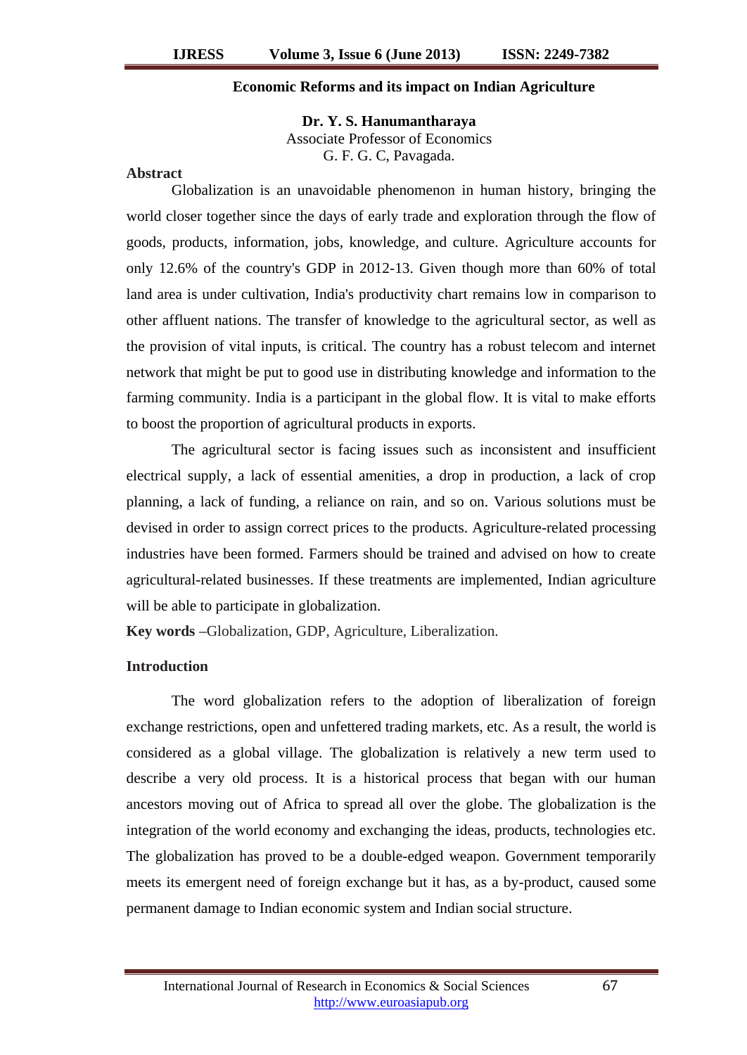# Economic Reforms and its impact on Indian Agriculture

**Dr. Y. S. Hanumantharaya**
Associate Professor of Economics
G. F. G. C, Pavagada.

## Abstract

Globalization is an unavoidable phenomenon in human history, bringing the world closer together since the days of early trade and exploration through the flow of goods, products, information, jobs, knowledge, and culture. Agriculture accounts for only 12.6% of the country's GDP in 2012-13. Given though more than 60% of total land area is under cultivation, India's productivity chart remains low in comparison to other affluent nations. The transfer of knowledge to the agricultural sector, as well as the provision of vital inputs, is critical. The country has a robust telecom and internet network that might be put to good use in distributing knowledge and information to the farming community. India is a participant in the global flow. It is vital to make efforts to boost the proportion of agricultural products in exports.

The agricultural sector is facing issues such as inconsistent and insufficient electrical supply, a lack of essential amenities, a drop in production, a lack of crop planning, a lack of funding, a reliance on rain, and so on. Various solutions must be devised in order to assign correct prices to the products. Agriculture-related processing industries have been formed. Farmers should be trained and advised on how to create agricultural-related businesses. If these treatments are implemented, Indian agriculture will be able to participate in globalization.

**Key words** –Globalization, GDP, Agriculture, Liberalization.

## Introduction

The word globalization refers to the adoption of liberalization of foreign exchange restrictions, open and unfettered trading markets, etc. As a result, the world is considered as a global village. The globalization is relatively a new term used to describe a very old process. It is a historical process that began with our human ancestors moving out of Africa to spread all over the globe. The globalization is the integration of the world economy and exchanging the ideas, products, technologies etc. The globalization has proved to be a double-edged weapon. Government temporarily meets its emergent need of foreign exchange but it has, as a by-product, caused some permanent damage to Indian economic system and Indian social structure.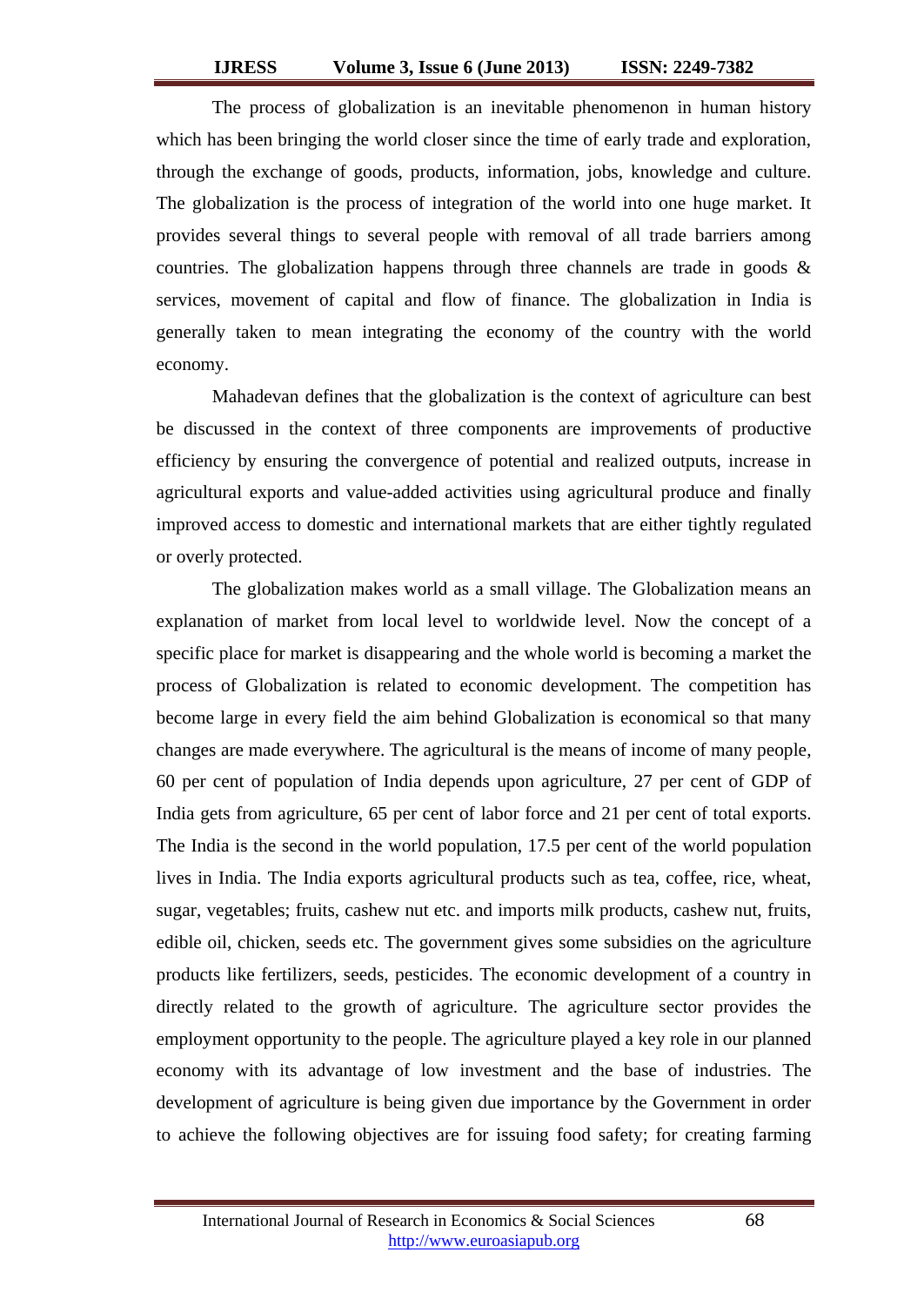The process of globalization is an inevitable phenomenon in human history which has been bringing the world closer since the time of early trade and exploration, through the exchange of goods, products, information, jobs, knowledge and culture. The globalization is the process of integration of the world into one huge market. It provides several things to several people with removal of all trade barriers among countries. The globalization happens through three channels are trade in goods & services, movement of capital and flow of finance. The globalization in India is generally taken to mean integrating the economy of the country with the world economy.

Mahadevan defines that the globalization is the context of agriculture can best be discussed in the context of three components are improvements of productive efficiency by ensuring the convergence of potential and realized outputs, increase in agricultural exports and value-added activities using agricultural produce and finally improved access to domestic and international markets that are either tightly regulated or overly protected.

The globalization makes world as a small village. The Globalization means an explanation of market from local level to worldwide level. Now the concept of a specific place for market is disappearing and the whole world is becoming a market the process of Globalization is related to economic development. The competition has become large in every field the aim behind Globalization is economical so that many changes are made everywhere. The agricultural is the means of income of many people, 60 per cent of population of India depends upon agriculture, 27 per cent of GDP of India gets from agriculture, 65 per cent of labor force and 21 per cent of total exports. The India is the second in the world population, 17.5 per cent of the world population lives in India. The India exports agricultural products such as tea, coffee, rice, wheat, sugar, vegetables; fruits, cashew nut etc. and imports milk products, cashew nut, fruits, edible oil, chicken, seeds etc. The government gives some subsidies on the agriculture products like fertilizers, seeds, pesticides. The economic development of a country in directly related to the growth of agriculture. The agriculture sector provides the employment opportunity to the people. The agriculture played a key role in our planned economy with its advantage of low investment and the base of industries. The development of agriculture is being given due importance by the Government in order to achieve the following objectives are for issuing food safety; for creating farming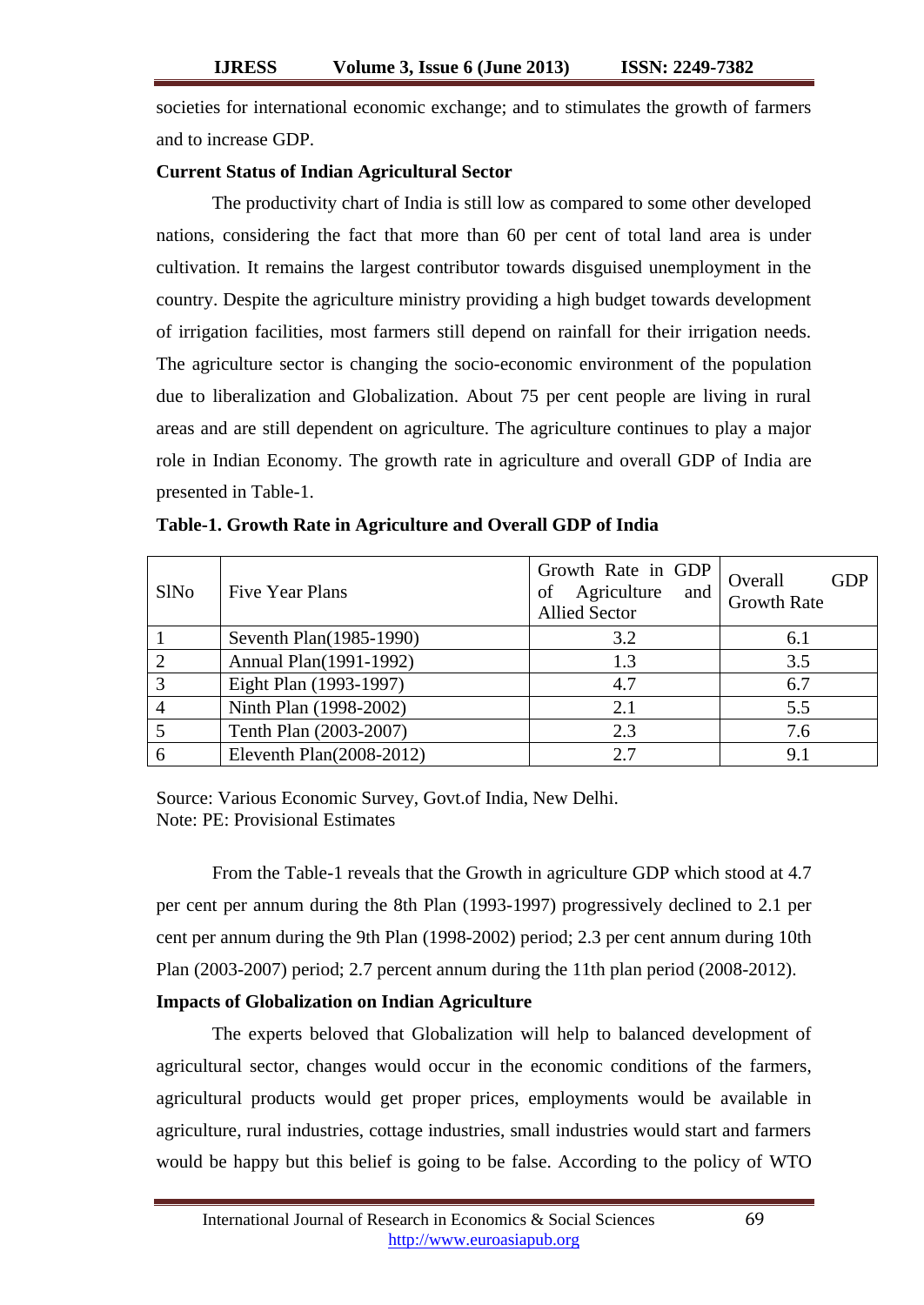societies for international economic exchange; and to stimulates the growth of farmers and to increase GDP.

**Current Status of Indian Agricultural Sector**

The productivity chart of India is still low as compared to some other developed nations, considering the fact that more than 60 per cent of total land area is under cultivation. It remains the largest contributor towards disguised unemployment in the country. Despite the agriculture ministry providing a high budget towards development of irrigation facilities, most farmers still depend on rainfall for their irrigation needs. The agriculture sector is changing the socio-economic environment of the population due to liberalization and Globalization. About 75 per cent people are living in rural areas and are still dependent on agriculture. The agriculture continues to play a major role in Indian Economy. The growth rate in agriculture and overall GDP of India are presented in Table-1.

**Table-1. Growth Rate in Agriculture and Overall GDP of India**

| SlNo | Five Year Plans | Growth Rate in GDP of Agriculture and Allied Sector | Overall GDP Growth Rate |
|---|---|---|---|
| 1 | Seventh Plan(1985-1990) | 3.2 | 6.1 |
| 2 | Annual Plan(1991-1992) | 1.3 | 3.5 |
| 3 | Eight Plan (1993-1997) | 4.7 | 6.7 |
| 4 | Ninth Plan (1998-2002) | 2.1 | 5.5 |
| 5 | Tenth Plan (2003-2007) | 2.3 | 7.6 |
| 6 | Eleventh Plan(2008-2012) | 2.7 | 9.1 |

Source: Various Economic Survey, Govt.of India, New Delhi.
Note: PE: Provisional Estimates

From the Table-1 reveals that the Growth in agriculture GDP which stood at 4.7 per cent per annum during the 8th Plan (1993-1997) progressively declined to 2.1 per cent per annum during the 9th Plan (1998-2002) period; 2.3 per cent annum during 10th Plan (2003-2007) period; 2.7 percent annum during the 11th plan period (2008-2012).

**Impacts of Globalization on Indian Agriculture**

The experts beloved that Globalization will help to balanced development of agricultural sector, changes would occur in the economic conditions of the farmers, agricultural products would get proper prices, employments would be available in agriculture, rural industries, cottage industries, small industries would start and farmers would be happy but this belief is going to be false. According to the policy of WTO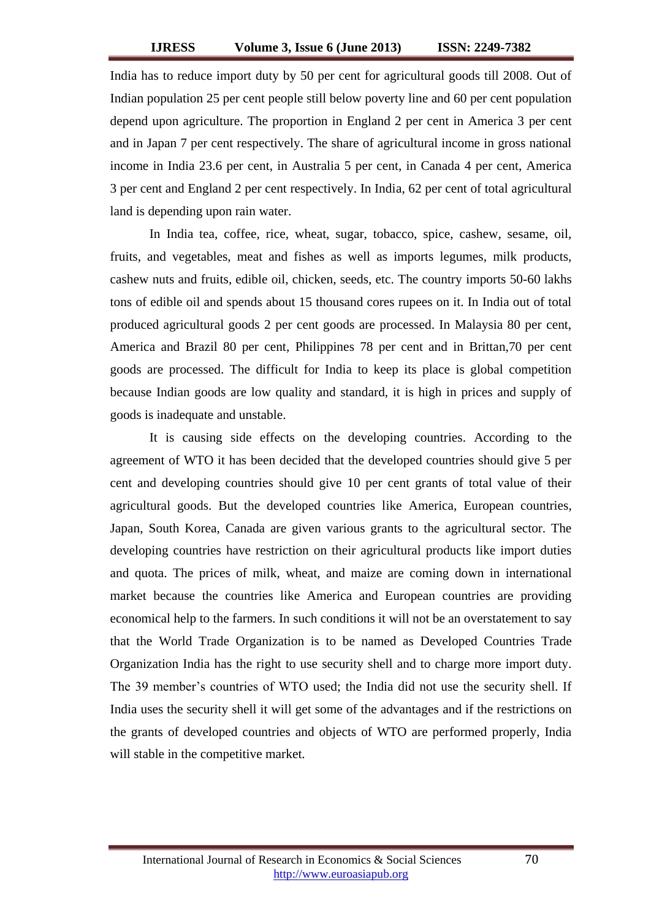India has to reduce import duty by 50 per cent for agricultural goods till 2008. Out of Indian population 25 per cent people still below poverty line and 60 per cent population depend upon agriculture. The proportion in England 2 per cent in America 3 per cent and in Japan 7 per cent respectively. The share of agricultural income in gross national income in India 23.6 per cent, in Australia 5 per cent, in Canada 4 per cent, America 3 per cent and England 2 per cent respectively. In India, 62 per cent of total agricultural land is depending upon rain water.

In India tea, coffee, rice, wheat, sugar, tobacco, spice, cashew, sesame, oil, fruits, and vegetables, meat and fishes as well as imports legumes, milk products, cashew nuts and fruits, edible oil, chicken, seeds, etc. The country imports 50-60 lakhs tons of edible oil and spends about 15 thousand cores rupees on it. In India out of total produced agricultural goods 2 per cent goods are processed. In Malaysia 80 per cent, America and Brazil 80 per cent, Philippines 78 per cent and in Brittan,70 per cent goods are processed. The difficult for India to keep its place is global competition because Indian goods are low quality and standard, it is high in prices and supply of goods is inadequate and unstable.

It is causing side effects on the developing countries. According to the agreement of WTO it has been decided that the developed countries should give 5 per cent and developing countries should give 10 per cent grants of total value of their agricultural goods. But the developed countries like America, European countries, Japan, South Korea, Canada are given various grants to the agricultural sector. The developing countries have restriction on their agricultural products like import duties and quota. The prices of milk, wheat, and maize are coming down in international market because the countries like America and European countries are providing economical help to the farmers. In such conditions it will not be an overstatement to say that the World Trade Organization is to be named as Developed Countries Trade Organization India has the right to use security shell and to charge more import duty. The 39 member's countries of WTO used; the India did not use the security shell. If India uses the security shell it will get some of the advantages and if the restrictions on the grants of developed countries and objects of WTO are performed properly, India will stable in the competitive market.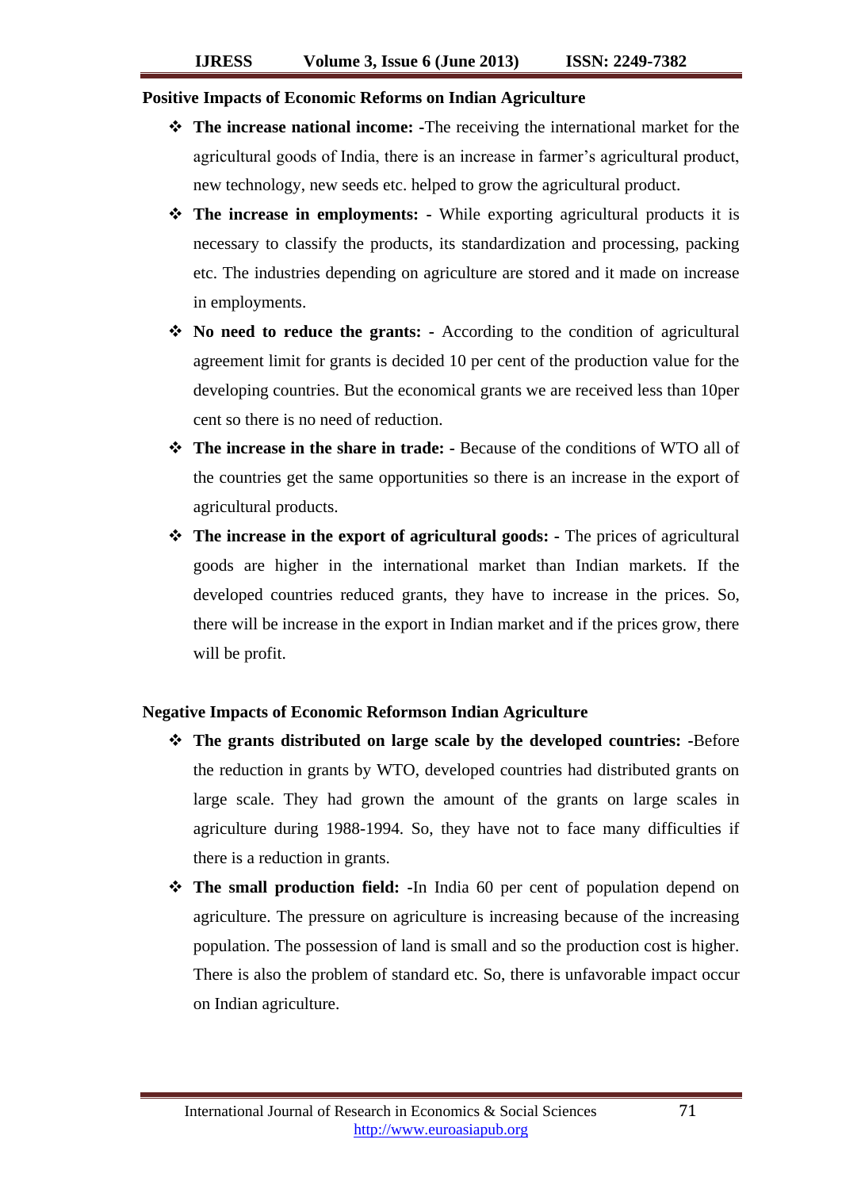**Positive Impacts of Economic Reforms on Indian Agriculture**

- **The increase national income:** -The receiving the international market for the agricultural goods of India, there is an increase in farmer's agricultural product, new technology, new seeds etc. helped to grow the agricultural product.
- **The increase in employments: -** While exporting agricultural products it is necessary to classify the products, its standardization and processing, packing etc. The industries depending on agriculture are stored and it made on increase in employments.
- **No need to reduce the grants: -** According to the condition of agricultural agreement limit for grants is decided 10 per cent of the production value for the developing countries. But the economical grants we are received less than 10per cent so there is no need of reduction.
- **The increase in the share in trade: -** Because of the conditions of WTO all of the countries get the same opportunities so there is an increase in the export of agricultural products.
- **The increase in the export of agricultural goods: -** The prices of agricultural goods are higher in the international market than Indian markets. If the developed countries reduced grants, they have to increase in the prices. So, there will be increase in the export in Indian market and if the prices grow, there will be profit.

**Negative Impacts of Economic Reformson Indian Agriculture**

- **The grants distributed on large scale by the developed countries:** -Before the reduction in grants by WTO, developed countries had distributed grants on large scale. They had grown the amount of the grants on large scales in agriculture during 1988-1994. So, they have not to face many difficulties if there is a reduction in grants.
- **The small production field:** -In India 60 per cent of population depend on agriculture. The pressure on agriculture is increasing because of the increasing population. The possession of land is small and so the production cost is higher. There is also the problem of standard etc. So, there is unfavorable impact occur on Indian agriculture.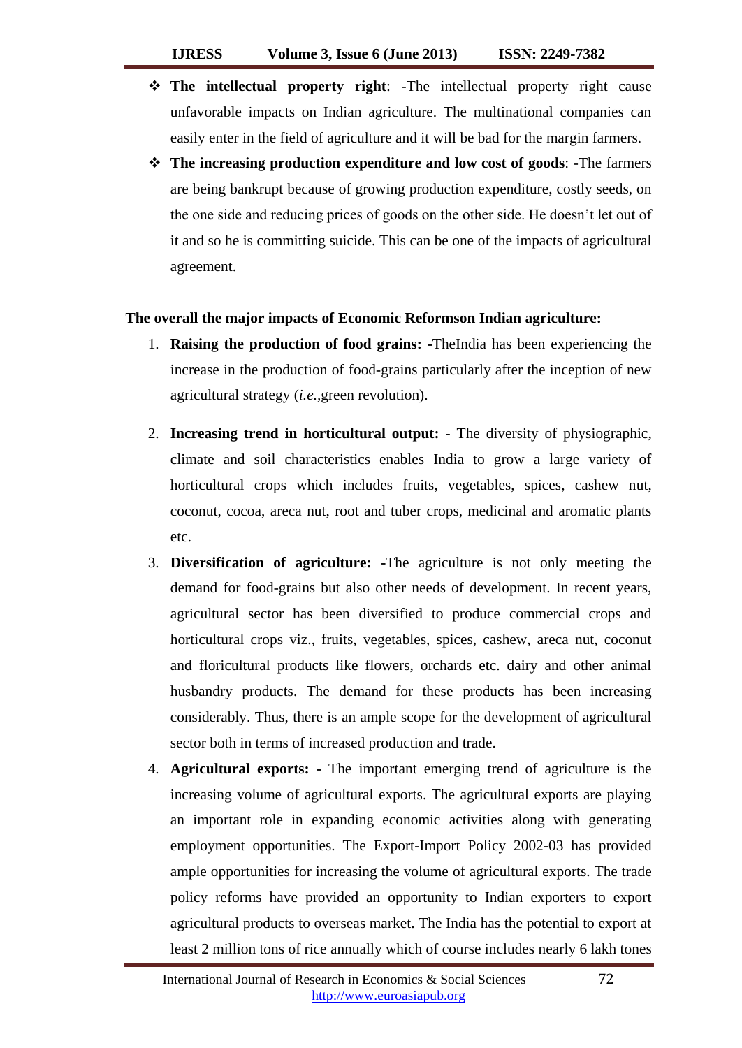- **The intellectual property right**: -The intellectual property right cause unfavorable impacts on Indian agriculture. The multinational companies can easily enter in the field of agriculture and it will be bad for the margin farmers.
- **The increasing production expenditure and low cost of goods**: -The farmers are being bankrupt because of growing production expenditure, costly seeds, on the one side and reducing prices of goods on the other side. He doesn't let out of it and so he is committing suicide. This can be one of the impacts of agricultural agreement.

**The overall the major impacts of Economic Reformson Indian agriculture:**

1. **Raising the production of food grains: -**TheIndia has been experiencing the increase in the production of food-grains particularly after the inception of new agricultural strategy (*i.e.*,green revolution).

2. **Increasing trend in horticultural output: -** The diversity of physiographic, climate and soil characteristics enables India to grow a large variety of horticultural crops which includes fruits, vegetables, spices, cashew nut, coconut, cocoa, areca nut, root and tuber crops, medicinal and aromatic plants etc.
3. **Diversification of agriculture: -**The agriculture is not only meeting the demand for food-grains but also other needs of development. In recent years, agricultural sector has been diversified to produce commercial crops and horticultural crops viz., fruits, vegetables, spices, cashew, areca nut, coconut and floricultural products like flowers, orchards etc. dairy and other animal husbandry products. The demand for these products has been increasing considerably. Thus, there is an ample scope for the development of agricultural sector both in terms of increased production and trade.
4. **Agricultural exports: -** The important emerging trend of agriculture is the increasing volume of agricultural exports. The agricultural exports are playing an important role in expanding economic activities along with generating employment opportunities. The Export-Import Policy 2002-03 has provided ample opportunities for increasing the volume of agricultural exports. The trade policy reforms have provided an opportunity to Indian exporters to export agricultural products to overseas market. The India has the potential to export at least 2 million tons of rice annually which of course includes nearly 6 lakh tones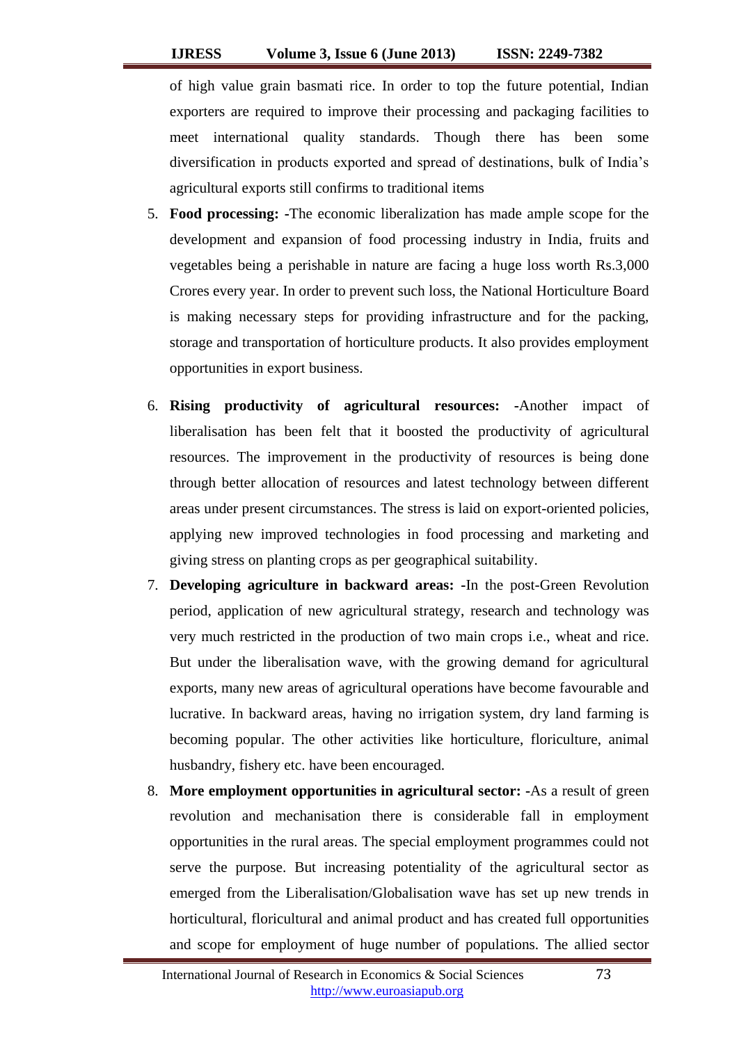of high value grain basmati rice. In order to top the future potential, Indian exporters are required to improve their processing and packaging facilities to meet international quality standards. Though there has been some diversification in products exported and spread of destinations, bulk of India's agricultural exports still confirms to traditional items

5. **Food processing: -**The economic liberalization has made ample scope for the development and expansion of food processing industry in India, fruits and vegetables being a perishable in nature are facing a huge loss worth Rs.3,000 Crores every year. In order to prevent such loss, the National Horticulture Board is making necessary steps for providing infrastructure and for the packing, storage and transportation of horticulture products. It also provides employment opportunities in export business.

6. **Rising productivity of agricultural resources:** -Another impact of liberalisation has been felt that it boosted the productivity of agricultural resources. The improvement in the productivity of resources is being done through better allocation of resources and latest technology between different areas under present circumstances. The stress is laid on export-oriented policies, applying new improved technologies in food processing and marketing and giving stress on planting crops as per geographical suitability.

7. **Developing agriculture in backward areas: -**In the post-Green Revolution period, application of new agricultural strategy, research and technology was very much restricted in the production of two main crops i.e., wheat and rice. But under the liberalisation wave, with the growing demand for agricultural exports, many new areas of agricultural operations have become favourable and lucrative. In backward areas, having no irrigation system, dry land farming is becoming popular. The other activities like horticulture, floriculture, animal husbandry, fishery etc. have been encouraged.

8. **More employment opportunities in agricultural sector: -**As a result of green revolution and mechanisation there is considerable fall in employment opportunities in the rural areas. The special employment programmes could not serve the purpose. But increasing potentiality of the agricultural sector as emerged from the Liberalisation/Globalisation wave has set up new trends in horticultural, floricultural and animal product and has created full opportunities and scope for employment of huge number of populations. The allied sector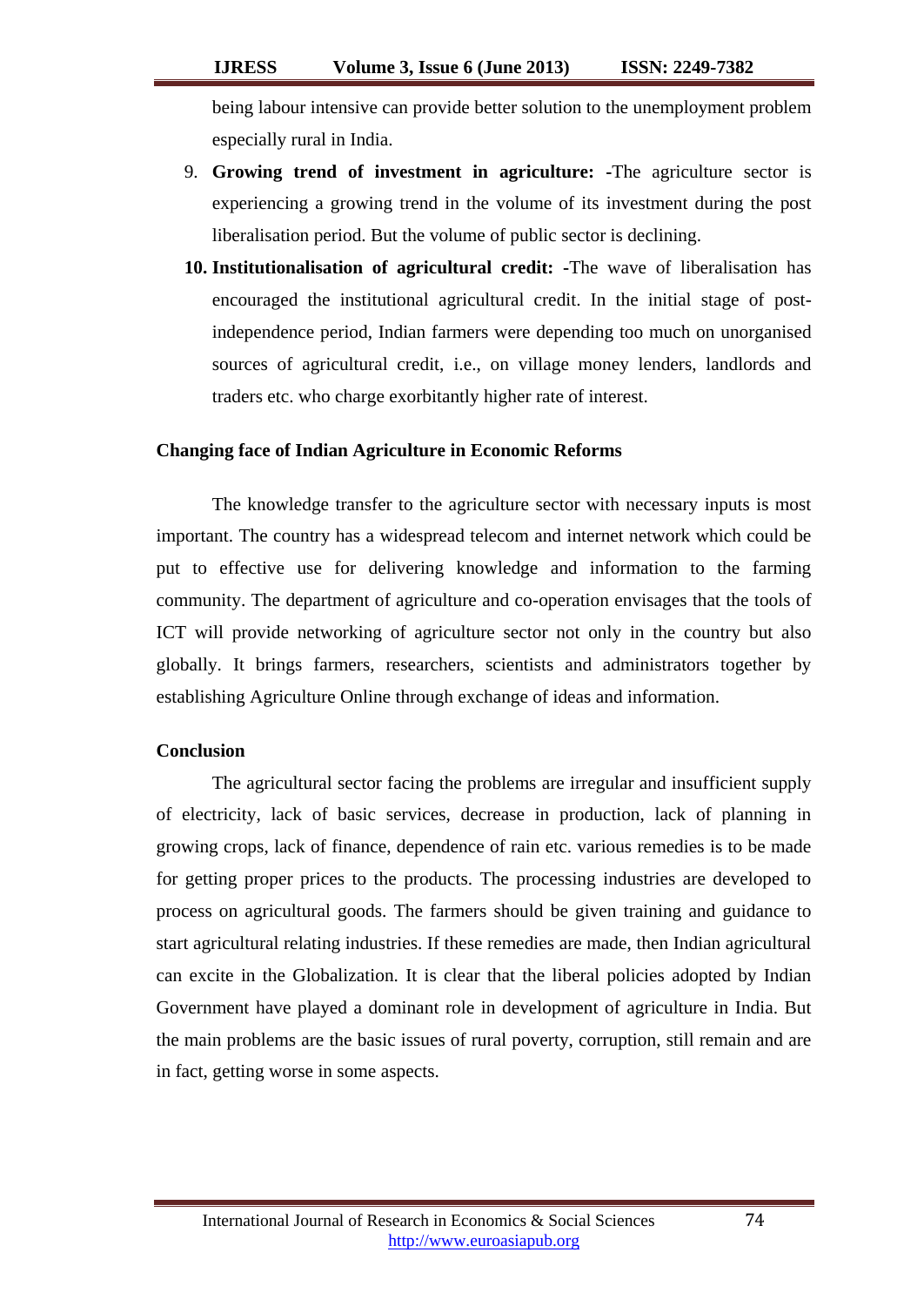being labour intensive can provide better solution to the unemployment problem especially rural in India.

9. **Growing trend of investment in agriculture: -**The agriculture sector is experiencing a growing trend in the volume of its investment during the post liberalisation period. But the volume of public sector is declining.
10. **Institutionalisation of agricultural credit: -**The wave of liberalisation has encouraged the institutional agricultural credit. In the initial stage of post-independence period, Indian farmers were depending too much on unorganised sources of agricultural credit, i.e., on village money lenders, landlords and traders etc. who charge exorbitantly higher rate of interest.

**Changing face of Indian Agriculture in Economic Reforms**

The knowledge transfer to the agriculture sector with necessary inputs is most important. The country has a widespread telecom and internet network which could be put to effective use for delivering knowledge and information to the farming community. The department of agriculture and co-operation envisages that the tools of ICT will provide networking of agriculture sector not only in the country but also globally. It brings farmers, researchers, scientists and administrators together by establishing Agriculture Online through exchange of ideas and information.

**Conclusion**

The agricultural sector facing the problems are irregular and insufficient supply of electricity, lack of basic services, decrease in production, lack of planning in growing crops, lack of finance, dependence of rain etc. various remedies is to be made for getting proper prices to the products. The processing industries are developed to process on agricultural goods. The farmers should be given training and guidance to start agricultural relating industries. If these remedies are made, then Indian agricultural can excite in the Globalization. It is clear that the liberal policies adopted by Indian Government have played a dominant role in development of agriculture in India. But the main problems are the basic issues of rural poverty, corruption, still remain and are in fact, getting worse in some aspects.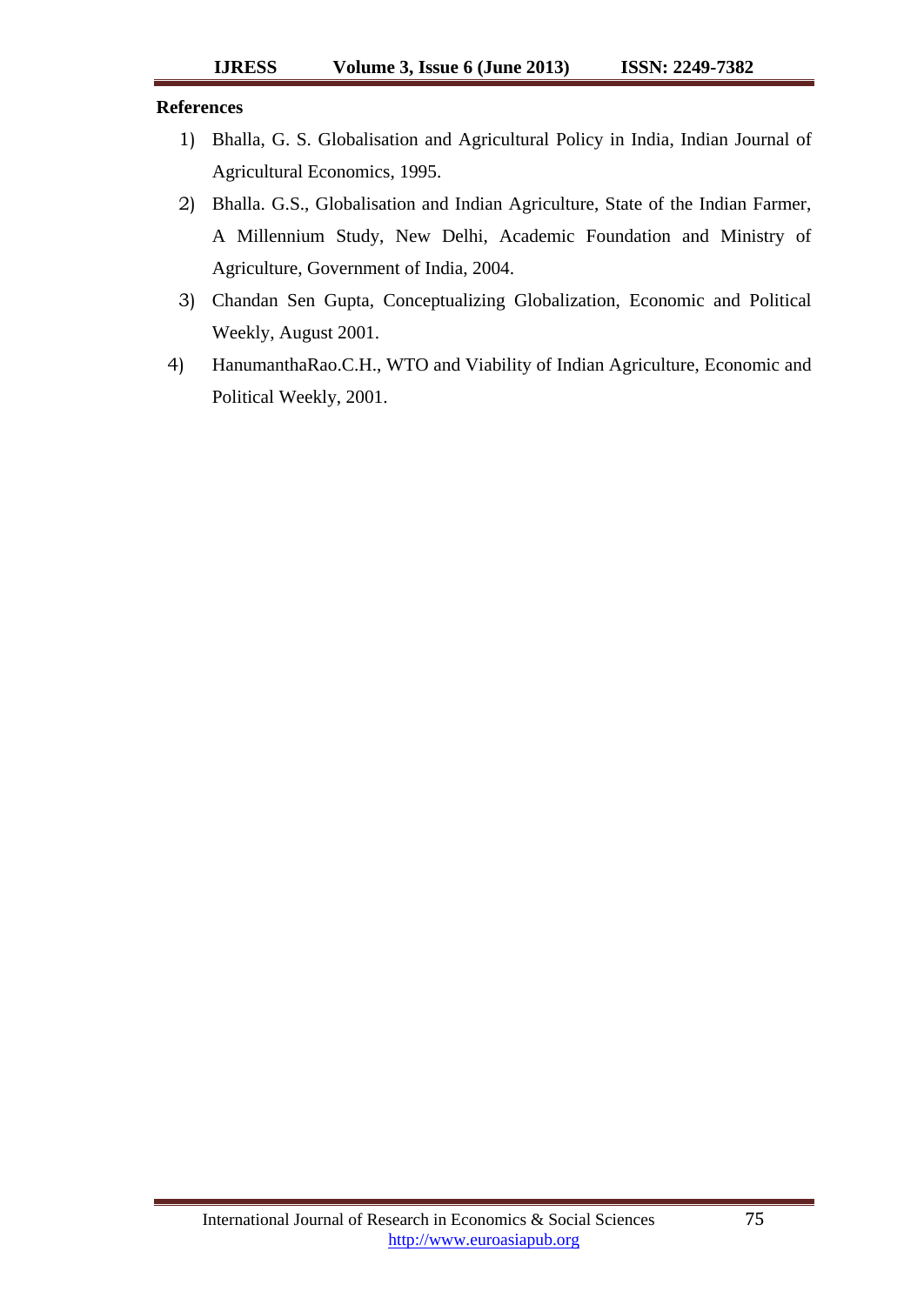**References**

1) Bhalla, G. S. Globalisation and Agricultural Policy in India, Indian Journal of Agricultural Economics, 1995.
2) Bhalla. G.S., Globalisation and Indian Agriculture, State of the Indian Farmer, A Millennium Study, New Delhi, Academic Foundation and Ministry of Agriculture, Government of India, 2004.
3) Chandan Sen Gupta, Conceptualizing Globalization, Economic and Political Weekly, August 2001.
4) HanumanthaRao.C.H., WTO and Viability of Indian Agriculture, Economic and Political Weekly, 2001.